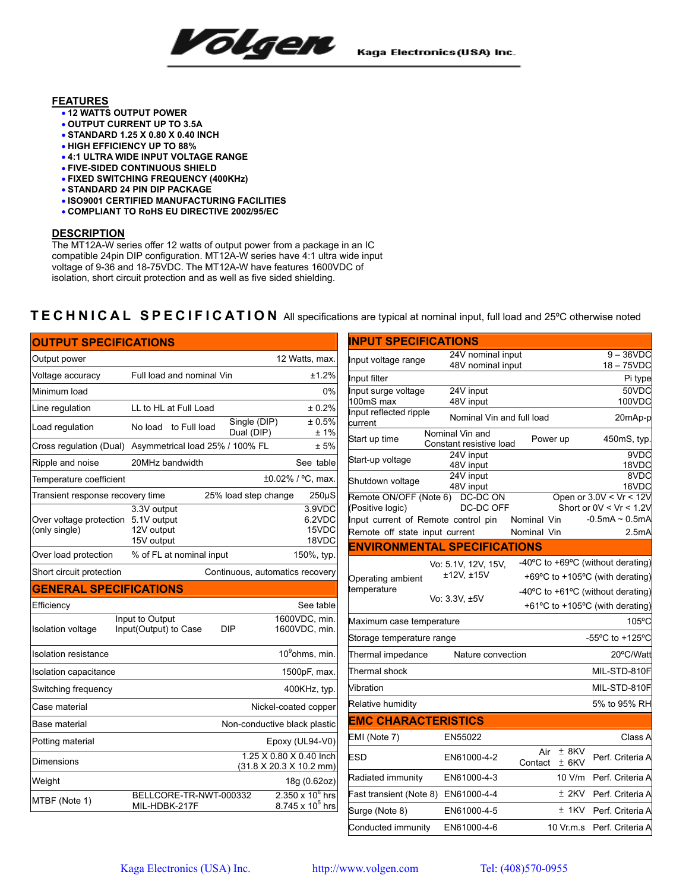Volgen — Kaga Electronics (USA) Inc.

## FEATURES

- **12 WATTS OUTPUT POWER**
- **OUTPUT CURRENT UP TO 3.5A**
- **STANDARD 1.25 X 0.80 X 0.40 INCH**
- **HIGH EFFICIENCY UP TO 88%**
- **4:1 ULTRA WIDE INPUT VOLTAGE RANGE**
- **FIVE-SIDED CONTINUOUS SHIELD**
- **FIXED SWITCHING FREQUENCY (400KHz)**
- **STANDARD 24 PIN DIP PACKAGE**
- **ISO9001 CERTIFIED MANUFACTURING FACILITIES**
- **COMPLIANT TO RoHS EU DIRECTIVE 2002/95/EC**

## DESCRIPTION

The MT12A-W series offer 12 watts of output power from a package in an IC compatible 24pin DIP configuration. MT12A-W series have 4:1 ultra wide input voltage of 9-36 and 18-75VDC. The MT12A-W have features 1600VDC of isolation, short circuit protection and as well as five sided shielding.

# TECHNICAL SPECIFICATION

All specifications are typical at nominal input, full load and 25ºC otherwise noted

### OUTPUT SPECIFICATIONS

| Parameter | Condition | | Value |
|---|---|---|---|
| Output power | | | 12 Watts, max. |
| Voltage accuracy | Full load and nominal Vin | | ±1.2% |
| Minimum load | | | 0% |
| Line regulation | LL to HL at Full Load | | ± 0.2% |
| Load regulation | No load to Full load | Single (DIP)<br>Dual (DIP) | ± 0.5%<br>± 1% |
| Cross regulation (Dual) | Asymmetrical load 25% / 100% FL | | ± 5% |
| Ripple and noise | 20MHz bandwidth | | See table |
| Temperature coefficient | | | ±0.02% / ºC, max. |
| Transient response recovery time | 25% load step change | | 250µS |
| Over voltage protection (only single) | 3.3V output<br>5.1V output<br>12V output<br>15V output | | 3.9VDC<br>6.2VDC<br>15VDC<br>18VDC |
| Over load protection | % of FL at nominal input | | 150%, typ. |
| Short circuit protection | | | Continuous, automatics recovery |

### GENERAL SPECIFICATIONS

| Parameter | Condition | | Value |
|---|---|---|---|
| Efficiency | | | See table |
| Isolation voltage | Input to Output<br>Input(Output) to Case | DIP | 1600VDC, min.<br>1600VDC, min. |
| Isolation resistance | | | $10^9$ohms, min. |
| Isolation capacitance | | | 1500pF, max. |
| Switching frequency | | | 400KHz, typ. |
| Case material | | | Nickel-coated copper |
| Base material | | | Non-conductive black plastic |
| Potting material | | | Epoxy (UL94-V0) |
| Dimensions | | | 1.25 X 0.80 X 0.40 Inch<br>(31.8 X 20.3 X 10.2 mm) |
| Weight | | | 18g (0.62oz) |
| MTBF (Note 1) | BELLCORE-TR-NWT-000332<br>MIL-HDBK-217F | | $2.350 \times 10^6$ hrs<br>$8.745 \times 10^5$ hrs |

### INPUT SPECIFICATIONS

| Parameter | Condition | | Value |
|---|---|---|---|
| Input voltage range | 24V nominal input<br>48V nominal input | | 9 – 36VDC<br>18 – 75VDC |
| Input filter | | | Pi type |
| Input surge voltage 100mS max | 24V input<br>48V input | | 50VDC<br>100VDC |
| Input reflected ripple current | Nominal Vin and full load | | 20mAp-p |
| Start up time | Nominal Vin and Constant resistive load | Power up | 450mS, typ. |
| Start-up voltage | 24V input<br>48V input | | 9VDC<br>18VDC |
| Shutdown voltage | 24V input<br>48V input | | 8VDC<br>16VDC |
| Remote ON/OFF (Note 6) (Positive logic) | DC-DC ON<br>DC-DC OFF | | Open or 3.0V < Vr < 12V<br>Short or 0V < Vr < 1.2V |
| Input current of Remote control pin | Nominal Vin | | -0.5mA ~ 0.5mA |
| Remote off state input current | Nominal Vin | | 2.5mA |

### ENVIRONMENTAL SPECIFICATIONS

| Parameter | Condition | Value |
|---|---|---|
| Operating ambient temperature | Vo: 5.1V, 12V, 15V, ±12V, ±15V | -40ºC to +69ºC (without derating)<br>+69ºC to +105ºC (with derating) |
| | Vo: 3.3V, ±5V | -40ºC to +61ºC (without derating)<br>+61ºC to +105ºC (with derating) |
| Maximum case temperature | | 105ºC |
| Storage temperature range | | -55ºC to +125ºC |
| Thermal impedance | Nature convection | 20ºC/Watt |
| Thermal shock | | MIL-STD-810F |
| Vibration | | MIL-STD-810F |
| Relative humidity | | 5% to 95% RH |

### EMC CHARACTERISTICS

| Parameter | Standard | Level | Criteria |
|---|---|---|---|
| EMI (Note 7) | EN55022 | | Class A |
| ESD | EN61000-4-2 | Air ± 8KV<br>Contact ± 6KV | Perf. Criteria A |
| Radiated immunity | EN61000-4-3 | 10 V/m | Perf. Criteria A |
| Fast transient (Note 8) | EN61000-4-4 | ± 2KV | Perf. Criteria A |
| Surge (Note 8) | EN61000-4-5 | ± 1KV | Perf. Criteria A |
| Conducted immunity | EN61000-4-6 | 10 Vr.m.s | Perf. Criteria A |

Kaga Electronics (USA) Inc. http://www.volgen.com Tel: (408)570-0955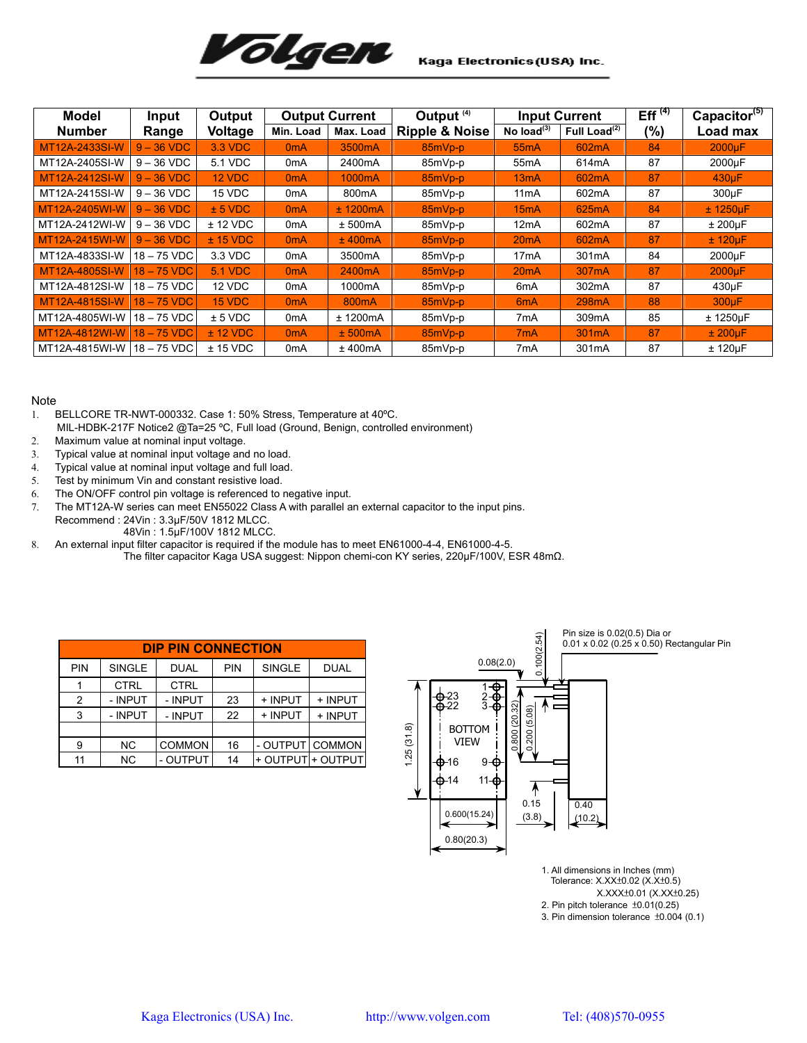| Model Number | Input Range | Output Voltage | Output Current | | Output [4] Ripple & Noise | Input Current | | Eff [4] (%) | Capacitor[5] Load max |
|---|---|---|---|---|---|---|---|---|---|
| | | | Min. Load | Max. Load | | No load[3] | Full Load[2] | | |
| MT12A-2433SI-W | 9 – 36 VDC | 3.3 VDC | 0mA | 3500mA | 85mVp-p | 55mA | 602mA | 84 | 2000µF |
| MT12A-2405SI-W | 9 – 36 VDC | 5.1 VDC | 0mA | 2400mA | 85mVp-p | 55mA | 614mA | 87 | 2000µF |
| MT12A-2412SI-W | 9 – 36 VDC | 12 VDC | 0mA | 1000mA | 85mVp-p | 13mA | 602mA | 87 | 430µF |
| MT12A-2415SI-W | 9 – 36 VDC | 15 VDC | 0mA | 800mA | 85mVp-p | 11mA | 602mA | 87 | 300µF |
| MT12A-2405WI-W | 9 – 36 VDC | ± 5 VDC | 0mA | ± 1200mA | 85mVp-p | 15mA | 625mA | 84 | ± 1250µF |
| MT12A-2412WI-W | 9 – 36 VDC | ± 12 VDC | 0mA | ± 500mA | 85mVp-p | 12mA | 602mA | 87 | ± 200µF |
| MT12A-2415WI-W | 9 – 36 VDC | ± 15 VDC | 0mA | ± 400mA | 85mVp-p | 20mA | 602mA | 87 | ± 120µF |
| MT12A-4833SI-W | 18 – 75 VDC | 3.3 VDC | 0mA | 3500mA | 85mVp-p | 17mA | 301mA | 84 | 2000µF |
| MT12A-4805SI-W | 18 – 75 VDC | 5.1 VDC | 0mA | 2400mA | 85mVp-p | 20mA | 307mA | 87 | 2000µF |
| MT12A-4812SI-W | 18 – 75 VDC | 12 VDC | 0mA | 1000mA | 85mVp-p | 6mA | 302mA | 87 | 430µF |
| MT12A-4815SI-W | 18 – 75 VDC | 15 VDC | 0mA | 800mA | 85mVp-p | 6mA | 298mA | 88 | 300µF |
| MT12A-4805WI-W | 18 – 75 VDC | ± 5 VDC | 0mA | ± 1200mA | 85mVp-p | 7mA | 309mA | 85 | ± 1250µF |
| MT12A-4812WI-W | 18 – 75 VDC | ± 12 VDC | 0mA | ± 500mA | 85mVp-p | 7mA | 301mA | 87 | ± 200µF |
| MT12A-4815WI-W | 18 – 75 VDC | ± 15 VDC | 0mA | ± 400mA | 85mVp-p | 7mA | 301mA | 87 | ± 120µF |

Note

1. BELLCORE TR-NWT-000332. Case 1: 50% Stress, Temperature at 40ºC.
   MIL-HDBK-217F Notice2 @Ta=25 ºC, Full load (Ground, Benign, controlled environment)
2. Maximum value at nominal input voltage.
3. Typical value at nominal input voltage and no load.
4. Typical value at nominal input voltage and full load.
5. Test by minimum Vin and constant resistive load.
6. The ON/OFF control pin voltage is referenced to negative input.
7. The MT12A-W series can meet EN55022 Class A with parallel an external capacitor to the input pins.
   Recommend : 24Vin : 3.3µF/50V 1812 MLCC.
   48Vin : 1.5µF/100V 1812 MLCC.
8. An external input filter capacitor is required if the module has to meet EN61000-4-4, EN61000-4-5.
   The filter capacitor Kaga USA suggest: Nippon chemi-con KY series, 220µF/100V, ESR 48mΩ.

| DIP PIN CONNECTION | | | | | |
|---|---|---|---|---|---|
| PIN | SINGLE | DUAL | PIN | SINGLE | DUAL |
| 1 | CTRL | CTRL | | | |
| 2 | - INPUT | - INPUT | 23 | + INPUT | + INPUT |
| 3 | - INPUT | - INPUT | 22 | + INPUT | + INPUT |
| | | | | | |
| 9 | NC | COMMON | 16 | - OUTPUT | COMMON |
| 11 | NC | - OUTPUT | 14 | + OUTPUT | + OUTPUT |

Pin size is 0.02(0.5) Dia or
0.01 x 0.02 (0.25 x 0.50) Rectangular Pin

0.100(2.54)
0.08(2.0)
1.25 (31.8)
0.800 (20.32)
0.200 (5.08)
BOTTOM VIEW
23 22 1 2 3 16 9 14 11
0.600(15.24)
0.80(20.3)
0.15 (3.8)
0.40 (10.2)

1. All dimensions in Inches (mm)
   Tolerance: X.XX±0.02 (X.X±0.5)
   X.XXX±0.01 (X.XX±0.25)
2. Pin pitch tolerance ±0.01(0.25)
3. Pin dimension tolerance ±0.004 (0.1)

Kaga Electronics (USA) Inc. http://www.volgen.com Tel: (408)570-0955